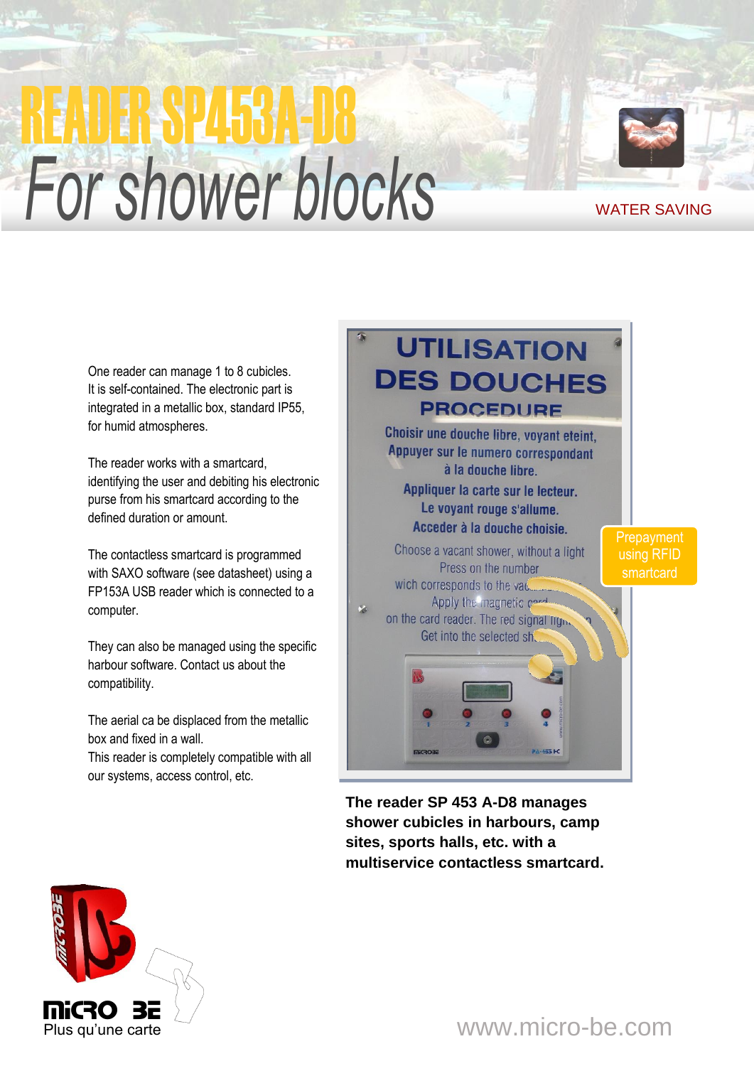# READER SP453A-D8

## *For shower blocks*

WATER SAVING

One reader can manage 1 to 8 cubicles. It is self-contained. The electronic part is integrated in a metallic box, standard IP55, for humid atmospheres.

The reader works with a smartcard, identifying the user and debiting his electronic purse from his smartcard according to the defined duration or amount.

The contactless smartcard is programmed with SAXO software (see datasheet) using a FP153A USB reader which is connected to a computer.

They can also be managed using the specific harbour software. Contact us about the compatibility.

The aerial ca be displaced from the metallic box and fixed in a wall.
This reader is completely compatible with all our systems, access control, etc.

UTILISATION DES DOUCHES
PROCEDURE
Choisir une douche libre, voyant eteint,
Appuyer sur le numero correspondant à la douche libre.
Appliquer la carte sur le lecteur.
Le voyant rouge s'allume.
Acceder à la douche choisie.

Choose a vacant shower, without a light
Press on the number
wich corresponds to the vac...
Apply the magnetic card
on the card reader. The red signal ligh...
Get into the selected sh...

Prepayment using RFID smartcard

**The reader SP 453 A-D8 manages shower cubicles in harbours, camp sites, sports halls, etc. with a multiservice contactless smartcard.**

MICRO BE
Plus qu'une carte

www.micro-be.com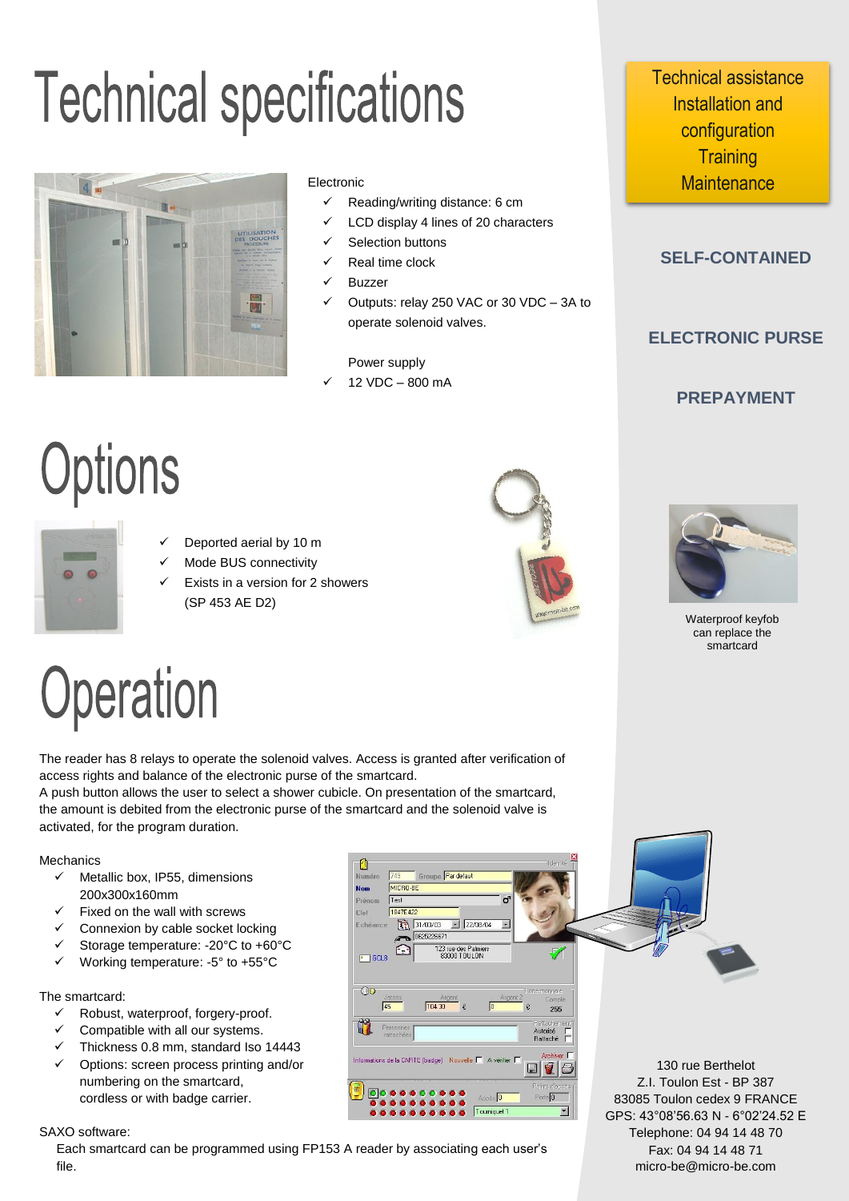# Technical specifications

Electronic

- ✓ Reading/writing distance: 6 cm
- ✓ LCD display 4 lines of 20 characters
- ✓ Selection buttons
- ✓ Real time clock
- ✓ Buzzer
- ✓ Outputs: relay 250 VAC or 30 VDC – 3A to operate solenoid valves.

Power supply

- ✓ 12 VDC – 800 mA

Technical assistance
Installation and configuration
Training
Maintenance

**SELF-CONTAINED**

**ELECTRONIC PURSE**

**PREPAYMENT**

# Options

- ✓ Deported aerial by 10 m
- ✓ Mode BUS connectivity
- ✓ Exists in a version for 2 showers (SP 453 AE D2)

Waterproof keyfob can replace the smartcard

# Operation

The reader has 8 relays to operate the solenoid valves. Access is granted after verification of access rights and balance of the electronic purse of the smartcard.
A push button allows the user to select a shower cubicle. On presentation of the smartcard, the amount is debited from the electronic purse of the smartcard and the solenoid valve is activated, for the program duration.

Mechanics

- ✓ Metallic box, IP55, dimensions 200x300x160mm
- ✓ Fixed on the wall with screws
- ✓ Connexion by cable socket locking
- ✓ Storage temperature: -20°C to +60°C
- ✓ Working temperature: -5° to +55°C

The smartcard:

- ✓ Robust, waterproof, forgery-proof.
- ✓ Compatible with all our systems.
- ✓ Thickness 0.8 mm, standard Iso 14443
- ✓ Options: screen process printing and/or numbering on the smartcard, cordless or with badge carrier.

SAXO software:

Each smartcard can be programmed using FP153 A reader by associating each user's file.

130 rue Berthelot
Z.I. Toulon Est - BP 387
83085 Toulon cedex 9 FRANCE
GPS: 43°08'56.63 N - 6°02'24.52 E
Telephone: 04 94 14 48 70
Fax: 04 94 14 48 71
micro-be@micro-be.com